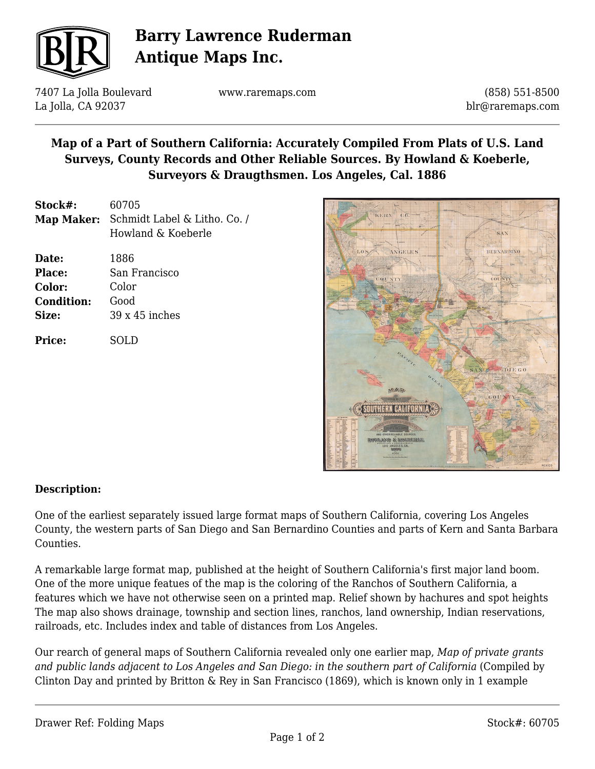# Barry Lawrence Ruderman Antique Maps Inc.

7407 La Jolla Boulevard
La Jolla, CA 92037

www.raremaps.com

(858) 551-8500
blr@raremaps.com

## Map of a Part of Southern California: Accurately Compiled From Plats of U.S. Land Surveys, County Records and Other Reliable Sources. By Howland & Koeberle, Surveyors & Draugthsmen. Los Angeles, Cal. 1886

**Stock#:** 60705
**Map Maker:** Schmidt Label & Litho. Co. / Howland & Koeberle

**Date:** 1886
**Place:** San Francisco
**Color:** Color
**Condition:** Good
**Size:** 39 x 45 inches

**Price:** SOLD

### Description:

One of the earliest separately issued large format maps of Southern California, covering Los Angeles County, the western parts of San Diego and San Bernardino Counties and parts of Kern and Santa Barbara Counties.

A remarkable large format map, published at the height of Southern California's first major land boom. One of the more unique featues of the map is the coloring of the Ranchos of Southern California, a features which we have not otherwise seen on a printed map. Relief shown by hachures and spot heights The map also shows drainage, township and section lines, ranchos, land ownership, Indian reservations, railroads, etc. Includes index and table of distances from Los Angeles.

Our rearch of general maps of Southern California revealed only one earlier map, *Map of private grants and public lands adjacent to Los Angeles and San Diego: in the southern part of California* (Compiled by Clinton Day and printed by Britton & Rey in San Francisco (1869), which is known only in 1 example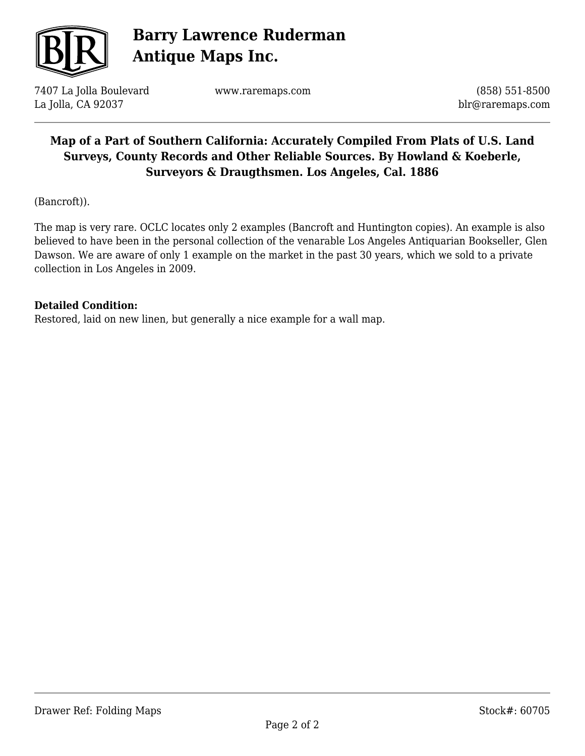(Bancroft)).

The map is very rare. OCLC locates only 2 examples (Bancroft and Huntington copies). An example is also believed to have been in the personal collection of the venarable Los Angeles Antiquarian Bookseller, Glen Dawson. We are aware of only 1 example on the market in the past 30 years, which we sold to a private collection in Los Angeles in 2009.

**Detailed Condition:**
Restored, laid on new linen, but generally a nice example for a wall map.